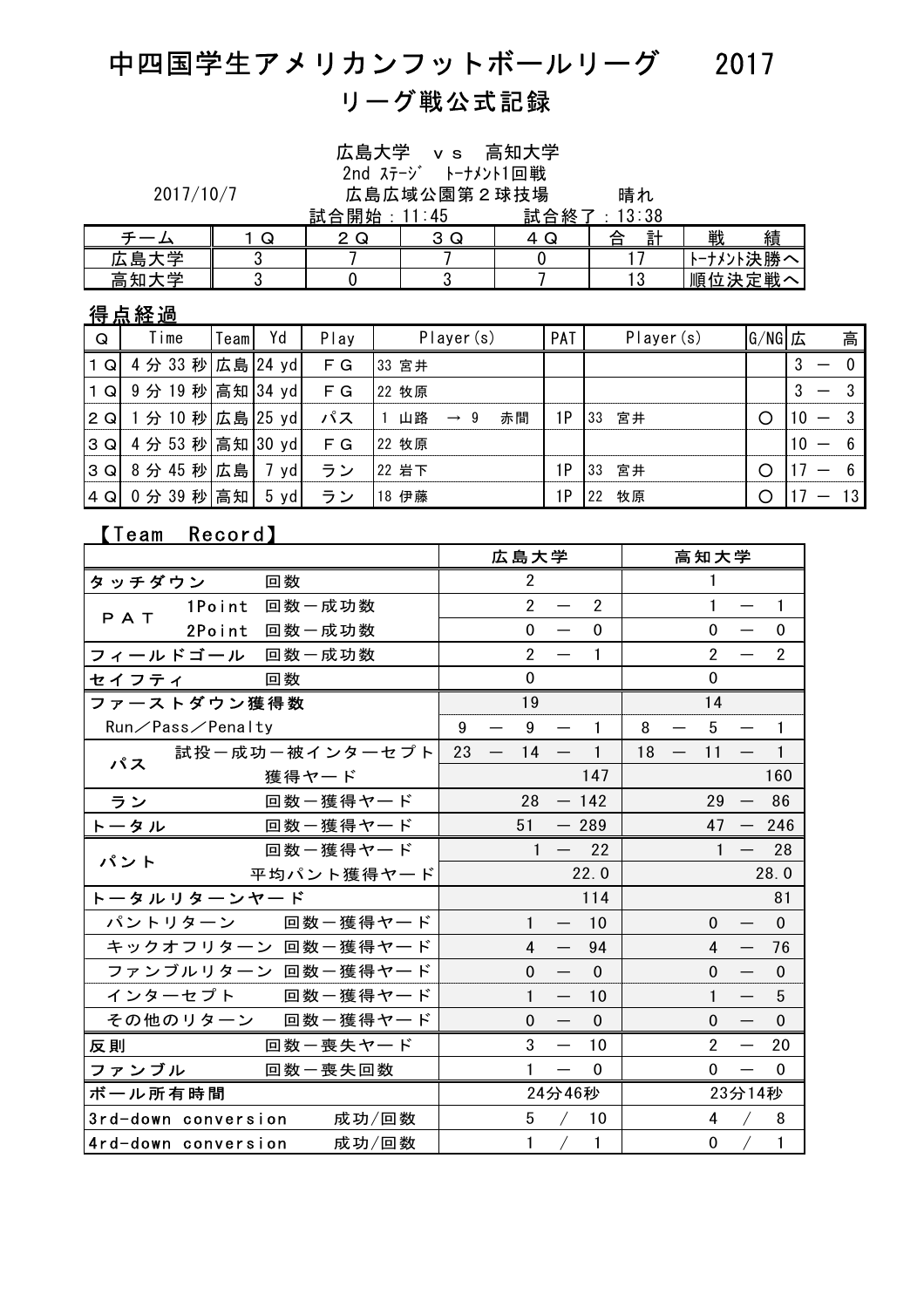# 中四国学生アメリカンフットボールリーグ　2017

## リーグ戦公式記録

広島大学　ｖｓ　高知大学

2nd ｽﾃｰｼﾞ　ﾄｰﾅﾒﾝﾄ1回戦

2017/10/7　広島広域公園第２球技場　晴れ

試合開始：11:45　試合終了：13:38

| チーム | １Ｑ | ２Ｑ | ３Ｑ | ４Ｑ | 合　計 | 戦　　績 |
|---|---|---|---|---|---|---|
| 広島大学 | 3 | 7 | 7 | 0 | 17 | ﾄｰﾅﾒﾝﾄ決勝へ |
| 高知大学 | 3 | 0 | 3 | 7 | 13 | 順位決定戦へ |

### 得点経過

| Q | Time | Team | Yd | Play | Player(s) | PAT | Player(s) | G/NG | 広 | | 高 |
|---|---|---|---|---|---|---|---|---|---|---|---|
| 1Q | 4分33秒 | 広島 | 24 yd | ＦＧ | 33 宮井 | | | | 3 | ― | 0 |
| 1Q | 9分19秒 | 高知 | 34 yd | ＦＧ | 22 牧原 | | | | 3 | ― | 3 |
| 2Q | 1分10秒 | 広島 | 25 yd | パス | 1 山路 → 9 赤間 | 1P | 33 宮井 | ○ | 10 | ― | 3 |
| 3Q | 4分53秒 | 高知 | 30 yd | ＦＧ | 22 牧原 | | | | 10 | ― | 6 |
| 3Q | 8分45秒 | 広島 | 7 yd | ラン | 22 岩下 | 1P | 33 宮井 | ○ | 17 | ― | 6 |
| 4Q | 0分39秒 | 高知 | 5 yd | ラン | 18 伊藤 | 1P | 22 牧原 | ○ | 17 | ― | 13 |

### 【Team Record】

| | | 広島大学 | 高知大学 |
|---|---|---|---|
| タッチダウン | 回数 | 2 | 1 |
| ＰＡＴ | 1Point 回数－成功数 | 2 ― 2 | 1 ― 1 |
| | 2Point 回数－成功数 | 0 ― 0 | 0 ― 0 |
| フィールドゴール | 回数－成功数 | 2 ― 1 | 2 ― 2 |
| セイフティ | 回数 | 0 | 0 |
| ファーストダウン獲得数 | | 19 | 14 |
| Run／Pass／Penalty | | 9 ― 9 ― 1 | 8 ― 5 ― 1 |
| パス | 試投－成功－被インターセプト | 23 ― 14 ― 1 | 18 ― 11 ― 1 |
| | 獲得ヤード | 147 | 160 |
| ラン | 回数－獲得ヤード | 28 ― 142 | 29 ― 86 |
| トータル | 回数－獲得ヤード | 51 ― 289 | 47 ― 246 |
| パント | 回数－獲得ヤード | 1 ― 22 | 1 ― 28 |
| | 平均パント獲得ヤード | 22.0 | 28.0 |
| トータルリターンヤード | | 114 | 81 |
| パントリターン | 回数－獲得ヤード | 1 ― 10 | 0 ― 0 |
| キックオフリターン | 回数－獲得ヤード | 4 ― 94 | 4 ― 76 |
| ファンブルリターン | 回数－獲得ヤード | 0 ― 0 | 0 ― 0 |
| インターセプト | 回数－獲得ヤード | 1 ― 10 | 1 ― 5 |
| その他のリターン | 回数－獲得ヤード | 0 ― 0 | 0 ― 0 |
| 反則 | 回数－喪失ヤード | 3 ― 10 | 2 ― 20 |
| ファンブル | 回数－喪失回数 | 1 ― 0 | 0 ― 0 |
| ボール所有時間 | | 24分46秒 | 23分14秒 |
| 3rd-down conversion | 成功/回数 | 5 / 10 | 4 / 8 |
| 4rd-down conversion | 成功/回数 | 1 / 1 | 0 / 1 |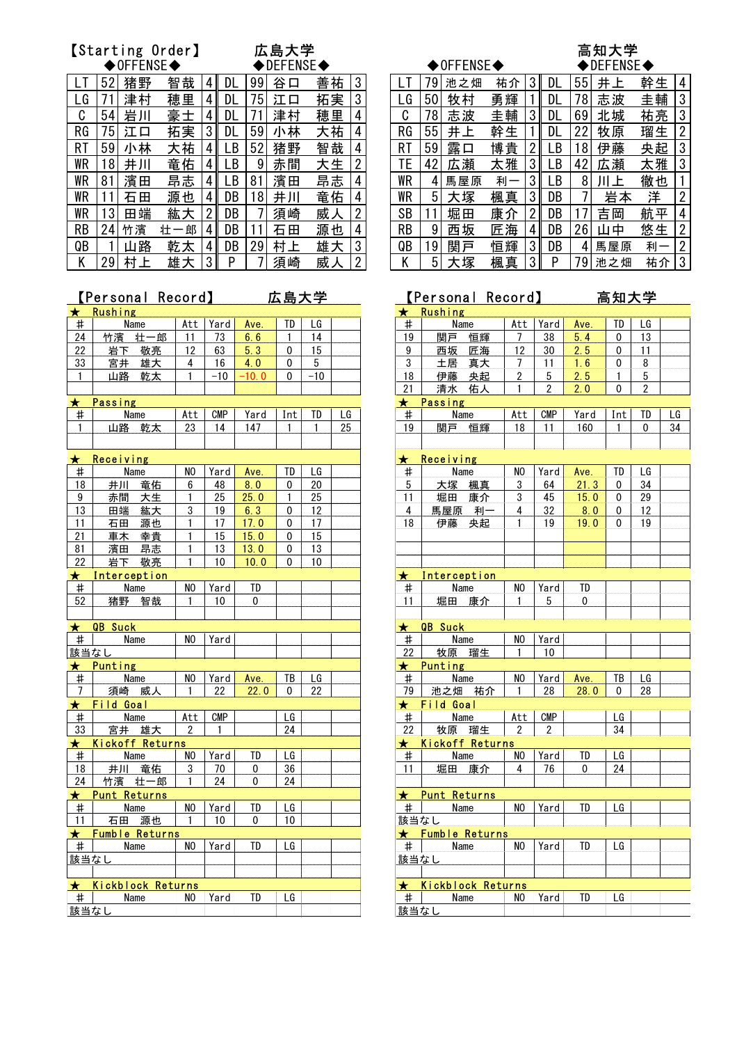## 【Starting Order】

### 広島大学

| ◆OFFENSE◆ | | | | ◆DEFENSE◆ | | | |
|---|---|---|---|---|---|---|---|
| LT | 52 | 猪野　智哉 | 4 | DL | 99 | 谷口　善祐 | 3 |
| LG | 71 | 津村　穂里 | 4 | DL | 75 | 江口　拓実 | 3 |
| C | 54 | 岩川　豪士 | 4 | DL | 71 | 津村　穂里 | 4 |
| RG | 75 | 江口　拓実 | 3 | DL | 59 | 小林　大祐 | 4 |
| RT | 59 | 小林　大祐 | 4 | LB | 52 | 猪野　智哉 | 4 |
| WR | 18 | 井川　竜佑 | 4 | LB | 9 | 赤間　大生 | 2 |
| WR | 81 | 濱田　昂志 | 4 | LB | 81 | 濱田　昂志 | 4 |
| WR | 11 | 石田　源也 | 4 | DB | 18 | 井川　竜佑 | 4 |
| WR | 13 | 田端　紘大 | 2 | DB | 7 | 須崎　威人 | 2 |
| RB | 24 | 竹濱　壮一郎 | 4 | DB | 11 | 石田　源也 | 4 |
| QB | 1 | 山路　乾太 | 4 | DB | 29 | 村上　雄大 | 3 |
| K | 29 | 村上　雄大 | 3 | P | 7 | 須崎　威人 | 2 |

### 高知大学

| ◆OFFENSE◆ | | | | ◆DEFENSE◆ | | | |
|---|---|---|---|---|---|---|---|
| LT | 79 | 池之畑　祐介 | 3 | DL | 55 | 井上　幹生 | 4 |
| LG | 50 | 牧村　勇輝 | 1 | DL | 78 | 志波　圭輔 | 3 |
| C | 78 | 志波　圭輔 | 3 | DL | 69 | 北城　祐亮 | 3 |
| RG | 55 | 井上　幹生 | 1 | DL | 22 | 牧原　瑠生 | 2 |
| RT | 59 | 露口　博貴 | 2 | LB | 18 | 伊藤　央起 | 3 |
| TE | 42 | 広瀬　太雅 | 3 | LB | 42 | 広瀬　太雅 | 3 |
| WR | 4 | 馬屋原　利一 | 3 | LB | 8 | 川上　徹也 | 1 |
| WR | 5 | 大塚　楓真 | 3 | DB | 7 | 岩本　洋 | 2 |
| SB | 11 | 堀田　康介 | 2 | DB | 17 | 吉岡　航平 | 4 |
| RB | 9 | 西坂　匠海 | 4 | DB | 26 | 山中　悠生 | 2 |
| QB | 19 | 関戸　恒輝 | 3 | DB | 4 | 馬屋原　利一 | 2 |
| K | 5 | 大塚　楓真 | 3 | P | 79 | 池之畑　祐介 | 3 |

## 【Personal Record】　広島大学

★ Rushing

| # | Name | Att | Yard | Ave. | TD | LG |
|---|---|---|---|---|---|---|
| 24 | 竹濱　壮一郎 | 11 | 73 | 6.6 | 1 | 14 |
| 22 | 岩下　敬亮 | 12 | 63 | 5.3 | 0 | 15 |
| 33 | 宮井　雄大 | 4 | 16 | 4.0 | 0 | 5 |
| 1 | 山路　乾太 | 1 | -10 | -10.0 | 0 | -10 |

★ Passing

| # | Name | Att | CMP | Yard | Int | TD | LG |
|---|---|---|---|---|---|---|---|
| 1 | 山路　乾太 | 23 | 14 | 147 | 1 | 1 | 25 |

★ Receiving

| # | Name | NO | Yard | Ave. | TD | LG |
|---|---|---|---|---|---|---|
| 18 | 井川　竜佑 | 6 | 48 | 8.0 | 0 | 20 |
| 9 | 赤間　大生 | 1 | 25 | 25.0 | 1 | 25 |
| 13 | 田端　紘大 | 3 | 19 | 6.3 | 0 | 12 |
| 11 | 石田　源也 | 1 | 17 | 17.0 | 0 | 17 |
| 21 | 車木　幸貴 | 1 | 15 | 15.0 | 0 | 15 |
| 81 | 濱田　昂志 | 1 | 13 | 13.0 | 0 | 13 |
| 22 | 岩下　敬亮 | 1 | 10 | 10.0 | 0 | 10 |

★ Interception

| # | Name | NO | Yard | TD |
|---|---|---|---|---|
| 52 | 猪野　智哉 | 1 | 10 | 0 |

★ QB Suck

| # | Name | NO | Yard |
|---|---|---|---|
| 該当なし | | | |

★ Punting

| # | Name | NO | Yard | Ave. | TB | LG |
|---|---|---|---|---|---|---|
| 7 | 須崎　威人 | 1 | 22 | 22.0 | 0 | 22 |

★ Fild Goal

| # | Name | Att | CMP | LG |
|---|---|---|---|---|
| 33 | 宮井　雄大 | 2 | 1 | 24 |

★ Kickoff Returns

| # | Name | NO | Yard | TD | LG |
|---|---|---|---|---|---|
| 18 | 井川　竜佑 | 3 | 70 | 0 | 36 |
| 24 | 竹濱　壮一郎 | 1 | 24 | 0 | 24 |

★ Punt Returns

| # | Name | NO | Yard | TD | LG |
|---|---|---|---|---|---|
| 11 | 石田　源也 | 1 | 10 | 0 | 10 |

★ Fumble Returns

| # | Name | NO | Yard | TD | LG |
|---|---|---|---|---|---|
| 該当なし | | | | | |

★ Kickblock Returns

| # | Name | NO | Yard | TD | LG |
|---|---|---|---|---|---|
| 該当なし | | | | | |

## 【Personal Record】　高知大学

★ Rushing

| # | Name | Att | Yard | Ave. | TD | LG |
|---|---|---|---|---|---|---|
| 19 | 関戸　恒輝 | 7 | 38 | 5.4 | 0 | 13 |
| 9 | 西坂　匠海 | 12 | 30 | 2.5 | 0 | 11 |
| 3 | 土居　真大 | 7 | 11 | 1.6 | 0 | 8 |
| 18 | 伊藤　央起 | 2 | 5 | 2.5 | 1 | 5 |
| 21 | 清水　佑人 | 1 | 2 | 2.0 | 0 | 2 |

★ Passing

| # | Name | Att | CMP | Yard | Int | TD | LG |
|---|---|---|---|---|---|---|---|
| 19 | 関戸　恒輝 | 18 | 11 | 160 | 1 | 0 | 34 |

★ Receiving

| # | Name | NO | Yard | Ave. | TD | LG |
|---|---|---|---|---|---|---|
| 5 | 大塚　楓真 | 3 | 64 | 21.3 | 0 | 34 |
| 11 | 堀田　康介 | 3 | 45 | 15.0 | 0 | 29 |
| 4 | 馬屋原　利一 | 4 | 32 | 8.0 | 0 | 12 |
| 18 | 伊藤　央起 | 1 | 19 | 19.0 | 0 | 19 |

★ Interception

| # | Name | NO | Yard | TD |
|---|---|---|---|---|
| 11 | 堀田　康介 | 1 | 5 | 0 |

★ QB Suck

| # | Name | NO | Yard |
|---|---|---|---|
| 22 | 牧原　瑠生 | 1 | 10 |

★ Punting

| # | Name | NO | Yard | Ave. | TB | LG |
|---|---|---|---|---|---|---|
| 79 | 池之畑　祐介 | 1 | 28 | 28.0 | 0 | 28 |

★ Fild Goal

| # | Name | Att | CMP | LG |
|---|---|---|---|---|
| 22 | 牧原　瑠生 | 2 | 2 | 34 |

★ Kickoff Returns

| # | Name | NO | Yard | TD | LG |
|---|---|---|---|---|---|
| 11 | 堀田　康介 | 4 | 76 | 0 | 24 |

★ Punt Returns

| # | Name | NO | Yard | TD | LG |
|---|---|---|---|---|---|
| 該当なし | | | | | |

★ Fumble Returns

| # | Name | NO | Yard | TD | LG |
|---|---|---|---|---|---|
| 該当なし | | | | | |

★ Kickblock Returns

| # | Name | NO | Yard | TD | LG |
|---|---|---|---|---|---|
| 該当なし | | | | | |